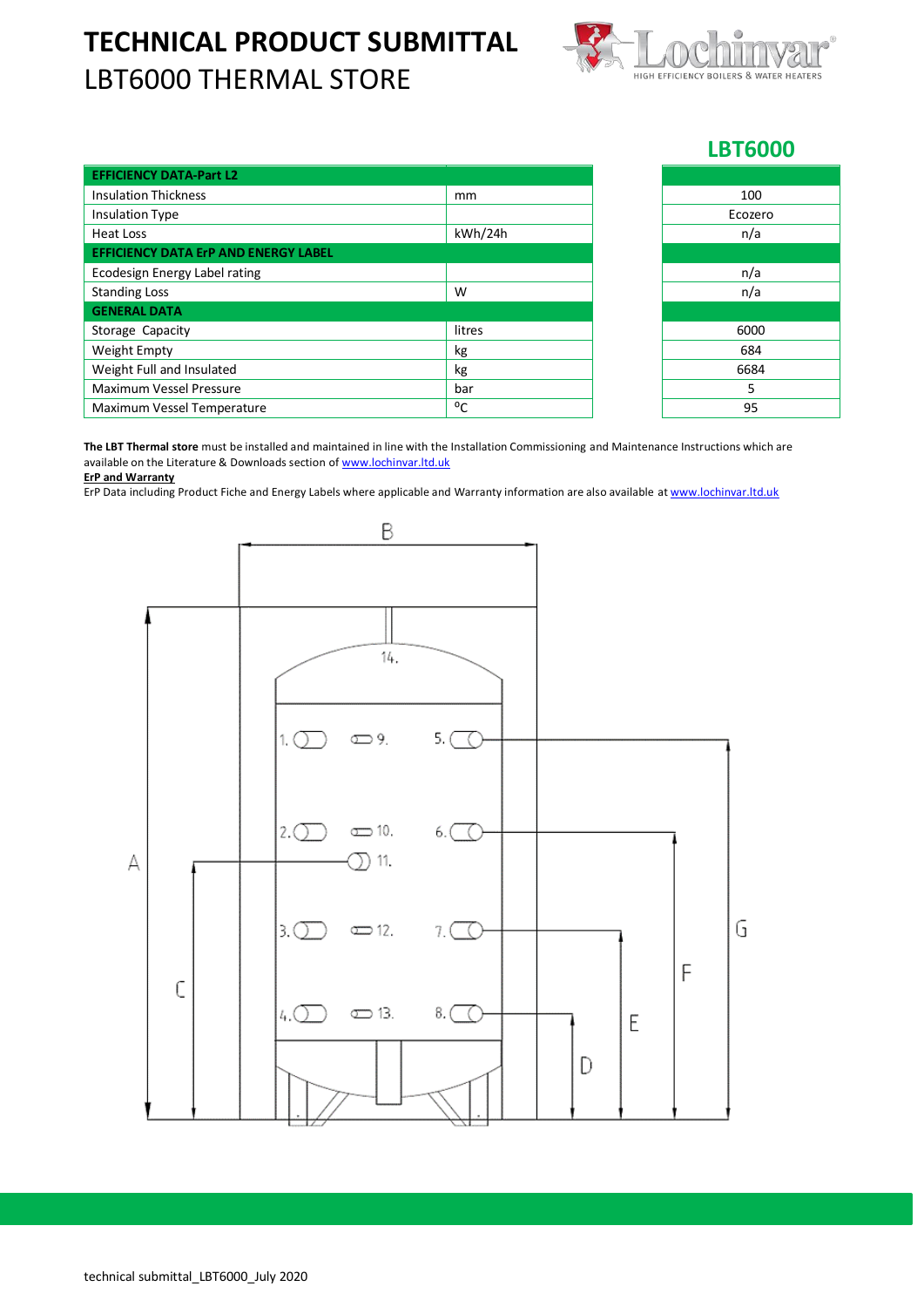# TECHNICAL PRODUCT SUBMITTAL

## LBT6000 THERMAL STORE

| | | LBT6000 |
|---|---|---|
| **EFFICIENCY DATA-Part L2** | | |
| Insulation Thickness | mm | 100 |
| Insulation Type | | Ecozero |
| Heat Loss | kWh/24h | n/a |
| **EFFICIENCY DATA ErP AND ENERGY LABEL** | | |
| Ecodesign Energy Label rating | | n/a |
| Standing Loss | W | n/a |
| **GENERAL DATA** | | |
| Storage Capacity | litres | 6000 |
| Weight Empty | kg | 684 |
| Weight Full and Insulated | kg | 6684 |
| Maximum Vessel Pressure | bar | 5 |
| Maximum Vessel Temperature | ºC | 95 |

**The LBT Thermal store** must be installed and maintained in line with the Installation Commissioning and Maintenance Instructions which are available on the Literature & Downloads section of www.lochinvar.ltd.uk

**ErP and Warranty**

ErP Data including Product Fiche and Energy Labels where applicable and Warranty information are also available at www.lochinvar.ltd.uk

technical submittal_LBT6000_July 2020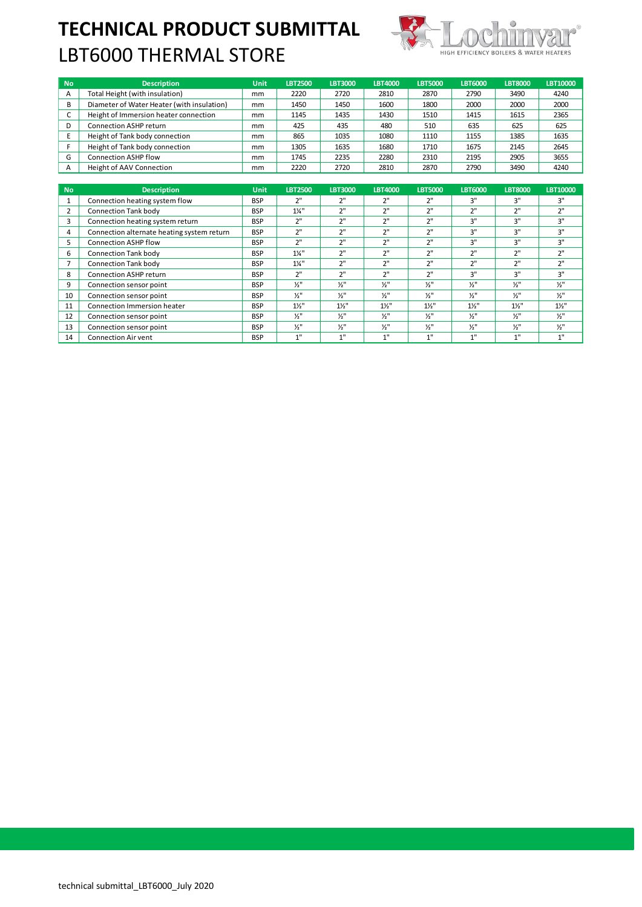# TECHNICAL PRODUCT SUBMITTAL

LBT6000 THERMAL STORE

| No | Description | Unit | LBT2500 | LBT3000 | LBT4000 | LBT5000 | LBT6000 | LBT8000 | LBT10000 |
|---|---|---|---|---|---|---|---|---|---|
| A | Total Height (with insulation) | mm | 2220 | 2720 | 2810 | 2870 | 2790 | 3490 | 4240 |
| B | Diameter of Water Heater (with insulation) | mm | 1450 | 1450 | 1600 | 1800 | 2000 | 2000 | 2000 |
| C | Height of Immersion heater connection | mm | 1145 | 1435 | 1430 | 1510 | 1415 | 1615 | 2365 |
| D | Connection ASHP return | mm | 425 | 435 | 480 | 510 | 635 | 625 | 625 |
| E | Height of Tank body connection | mm | 865 | 1035 | 1080 | 1110 | 1155 | 1385 | 1635 |
| F | Height of Tank body connection | mm | 1305 | 1635 | 1680 | 1710 | 1675 | 2145 | 2645 |
| G | Connection ASHP flow | mm | 1745 | 2235 | 2280 | 2310 | 2195 | 2905 | 3655 |
| A | Height of AAV Connection | mm | 2220 | 2720 | 2810 | 2870 | 2790 | 3490 | 4240 |

| No | Description | Unit | LBT2500 | LBT3000 | LBT4000 | LBT5000 | LBT6000 | LBT8000 | LBT10000 |
|---|---|---|---|---|---|---|---|---|---|
| 1 | Connection heating system flow | BSP | 2" | 2" | 2" | 2" | 3" | 3" | 3" |
| 2 | Connection Tank body | BSP | 1¼" | 2" | 2" | 2" | 2" | 2" | 2" |
| 3 | Connection heating system return | BSP | 2" | 2" | 2" | 2" | 3" | 3" | 3" |
| 4 | Connection alternate heating system return | BSP | 2" | 2" | 2" | 2" | 3" | 3" | 3" |
| 5 | Connection ASHP flow | BSP | 2" | 2" | 2" | 2" | 3" | 3" | 3" |
| 6 | Connection Tank body | BSP | 1¼" | 2" | 2" | 2" | 2" | 2" | 2" |
| 7 | Connection Tank body | BSP | 1¼" | 2" | 2" | 2" | 2" | 2" | 2" |
| 8 | Connection ASHP return | BSP | 2" | 2" | 2" | 2" | 3" | 3" | 3" |
| 9 | Connection sensor point | BSP | ½" | ½" | ½" | ½" | ½" | ½" | ½" |
| 10 | Connection sensor point | BSP | ½" | ½" | ½" | ½" | ½" | ½" | ½" |
| 11 | Connection Immersion heater | BSP | 1½" | 1½" | 1½" | 1½" | 1½" | 1½" | 1½" |
| 12 | Connection sensor point | BSP | ½" | ½" | ½" | ½" | ½" | ½" | ½" |
| 13 | Connection sensor point | BSP | ½" | ½" | ½" | ½" | ½" | ½" | ½" |
| 14 | Connection Air vent | BSP | 1" | 1" | 1" | 1" | 1" | 1" | 1" |

technical submittal_LBT6000_July 2020